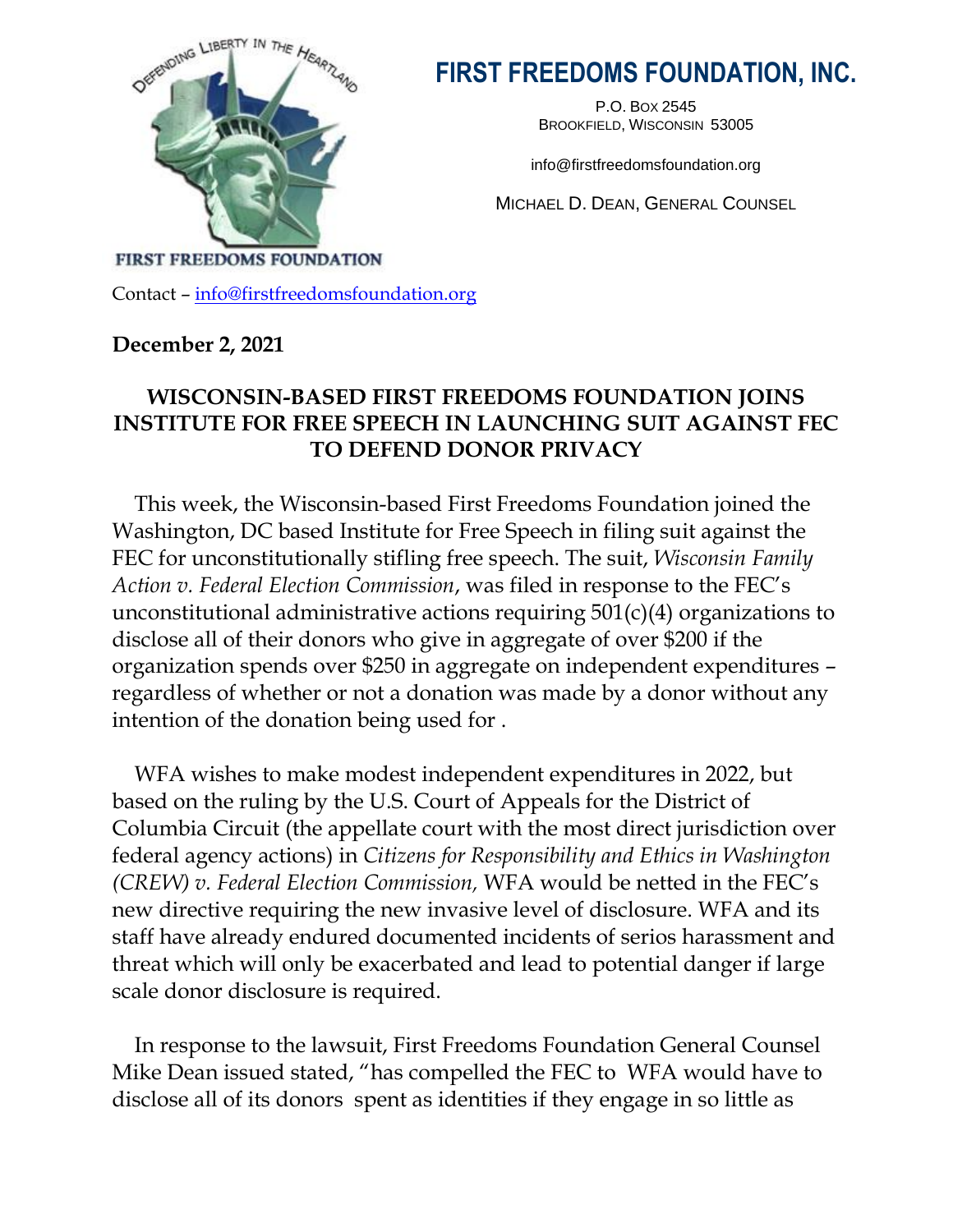DEFENDING LIBERTY IN THE HEARTLAND

FIRST FREEDOMS FOUNDATION

# FIRST FREEDOMS FOUNDATION, INC.

P.O. BOX 2545
BROOKFIELD, WISCONSIN 53005

info@firstfreedomsfoundation.org

MICHAEL D. DEAN, GENERAL COUNSEL

Contact – info@firstfreedomsfoundation.org

**December 2, 2021**

## WISCONSIN-BASED FIRST FREEDOMS FOUNDATION JOINS INSTITUTE FOR FREE SPEECH IN LAUNCHING SUIT AGAINST FEC TO DEFEND DONOR PRIVACY

This week, the Wisconsin-based First Freedoms Foundation joined the Washington, DC based Institute for Free Speech in filing suit against the FEC for unconstitutionally stifling free speech. The suit, *Wisconsin Family Action v. Federal Election Commission*, was filed in response to the FEC's unconstitutional administrative actions requiring 501(c)(4) organizations to disclose all of their donors who give in aggregate of over $200 if the organization spends over $250 in aggregate on independent expenditures – regardless of whether or not a donation was made by a donor without any intention of the donation being used for .

WFA wishes to make modest independent expenditures in 2022, but based on the ruling by the U.S. Court of Appeals for the District of Columbia Circuit (the appellate court with the most direct jurisdiction over federal agency actions) in *Citizens for Responsibility and Ethics in Washington (CREW) v. Federal Election Commission,* WFA would be netted in the FEC's new directive requiring the new invasive level of disclosure. WFA and its staff have already endured documented incidents of serios harassment and threat which will only be exacerbated and lead to potential danger if large scale donor disclosure is required.

In response to the lawsuit, First Freedoms Foundation General Counsel Mike Dean issued stated, "has compelled the FEC to WFA would have to disclose all of its donors spent as identities if they engage in so little as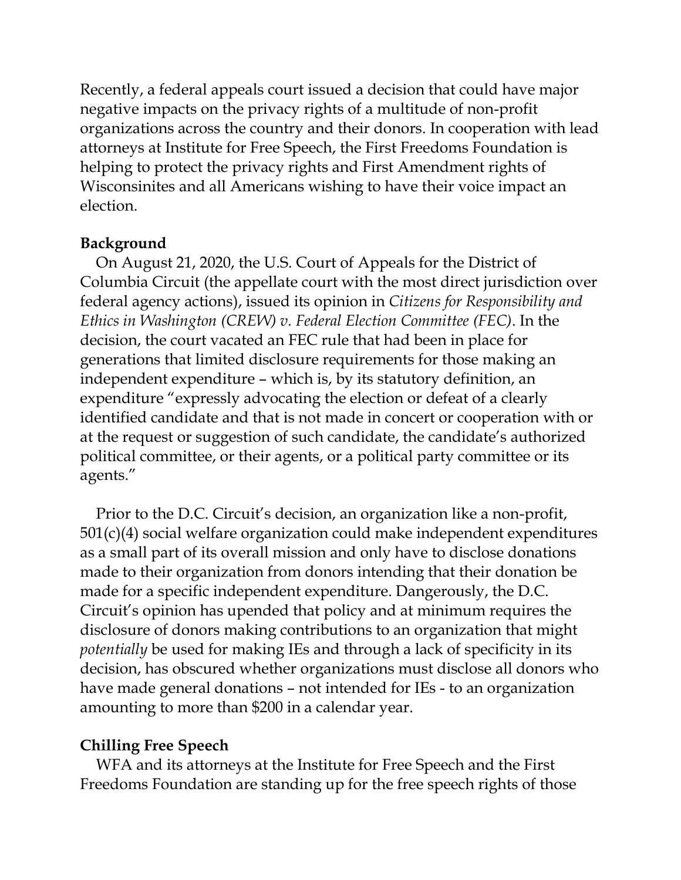Recently, a federal appeals court issued a decision that could have major negative impacts on the privacy rights of a multitude of non-profit organizations across the country and their donors. In cooperation with lead attorneys at Institute for Free Speech, the First Freedoms Foundation is helping to protect the privacy rights and First Amendment rights of Wisconsinites and all Americans wishing to have their voice impact an election.

**Background**

On August 21, 2020, the U.S. Court of Appeals for the District of Columbia Circuit (the appellate court with the most direct jurisdiction over federal agency actions), issued its opinion in *Citizens for Responsibility and Ethics in Washington (CREW) v. Federal Election Committee (FEC)*. In the decision, the court vacated an FEC rule that had been in place for generations that limited disclosure requirements for those making an independent expenditure – which is, by its statutory definition, an expenditure "expressly advocating the election or defeat of a clearly identified candidate and that is not made in concert or cooperation with or at the request or suggestion of such candidate, the candidate's authorized political committee, or their agents, or a political party committee or its agents."

Prior to the D.C. Circuit's decision, an organization like a non-profit, 501(c)(4) social welfare organization could make independent expenditures as a small part of its overall mission and only have to disclose donations made to their organization from donors intending that their donation be made for a specific independent expenditure. Dangerously, the D.C. Circuit's opinion has upended that policy and at minimum requires the disclosure of donors making contributions to an organization that might *potentially* be used for making IEs and through a lack of specificity in its decision, has obscured whether organizations must disclose all donors who have made general donations – not intended for IEs - to an organization amounting to more than $200 in a calendar year.

**Chilling Free Speech**

WFA and its attorneys at the Institute for Free Speech and the First Freedoms Foundation are standing up for the free speech rights of those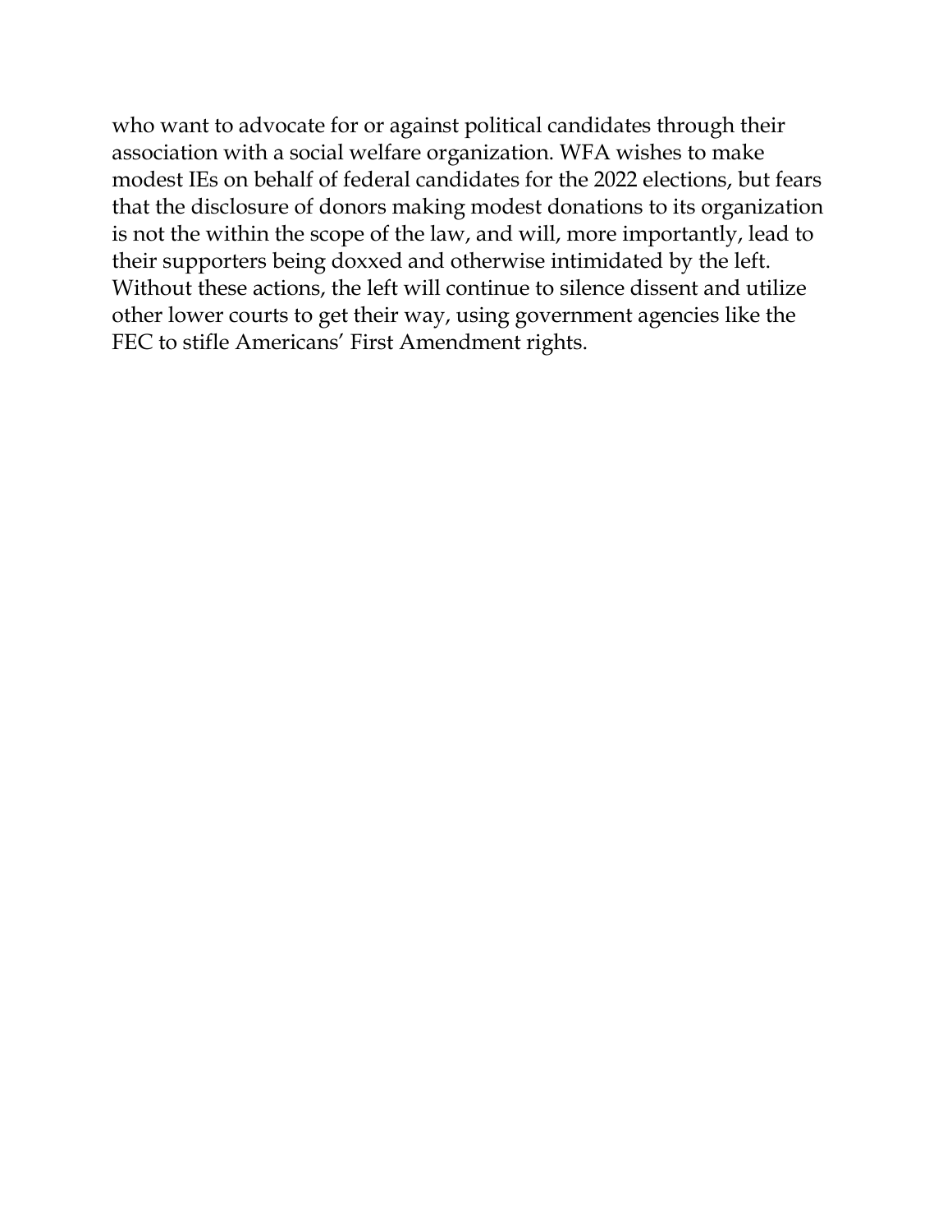who want to advocate for or against political candidates through their association with a social welfare organization. WFA wishes to make modest IEs on behalf of federal candidates for the 2022 elections, but fears that the disclosure of donors making modest donations to its organization is not the within the scope of the law, and will, more importantly, lead to their supporters being doxxed and otherwise intimidated by the left. Without these actions, the left will continue to silence dissent and utilize other lower courts to get their way, using government agencies like the FEC to stifle Americans' First Amendment rights.